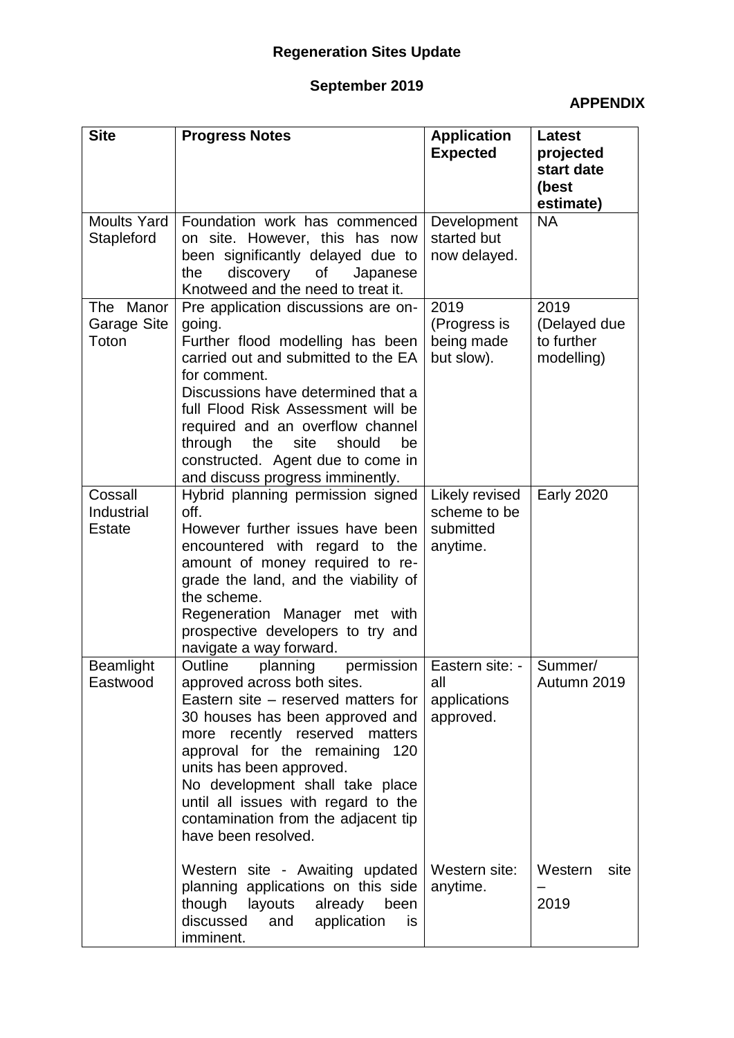# Regeneration Sites Update

## September 2019

**APPENDIX**

| Site | Progress Notes | Application Expected | Latest projected start date (best estimate) |
|---|---|---|---|
| Moults Yard Stapleford | Foundation work has commenced on site. However, this has now been significantly delayed due to the discovery of Japanese Knotweed and the need to treat it. | Development started but now delayed. | NA |
| The Manor Garage Site Toton | Pre application discussions are on-going.<br>Further flood modelling has been carried out and submitted to the EA for comment.<br>Discussions have determined that a full Flood Risk Assessment will be required and an overflow channel through the site should be constructed. Agent due to come in and discuss progress imminently. | 2019 (Progress is being made but slow). | 2019 (Delayed due to further modelling) |
| Cossall Industrial Estate | Hybrid planning permission signed off.<br>However further issues have been encountered with regard to the amount of money required to re-grade the land, and the viability of the scheme.<br>Regeneration Manager met with prospective developers to try and navigate a way forward. | Likely revised scheme to be submitted anytime. | Early 2020 |
| Beamlight Eastwood | Outline planning permission approved across both sites.<br>Eastern site – reserved matters for 30 houses has been approved and more recently reserved matters approval for the remaining 120 units has been approved.<br>No development shall take place until all issues with regard to the contamination from the adjacent tip have been resolved. | Eastern site: - all applications approved. | Summer/ Autumn 2019 |
| | Western site - Awaiting updated planning applications on this side though layouts already been discussed and application is imminent. | Western site: anytime. | Western site – 2019 |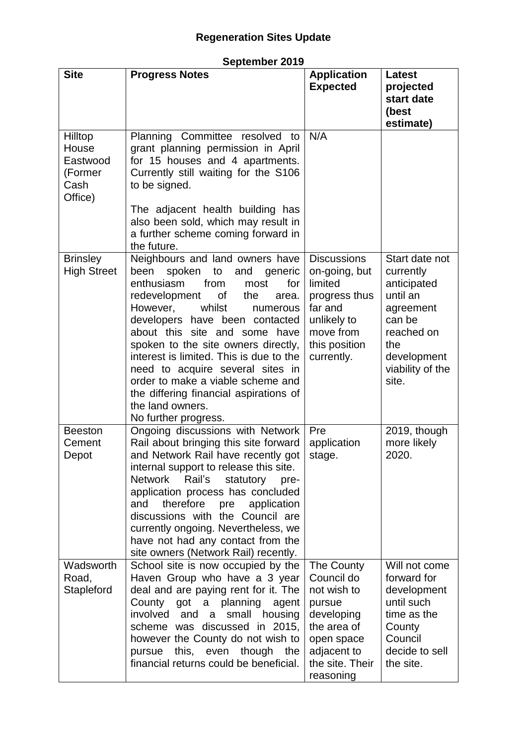# Regeneration Sites Update

## September 2019

| Site | Progress Notes | Application Expected | Latest projected start date (best estimate) |
|---|---|---|---|
| Hilltop House Eastwood (Former Cash Office) | Planning Committee resolved to grant planning permission in April for 15 houses and 4 apartments. Currently still waiting for the S106 to be signed.<br><br>The adjacent health building has also been sold, which may result in a further scheme coming forward in the future. | N/A | |
| Brinsley High Street | Neighbours and land owners have been spoken to and generic enthusiasm from most for redevelopment of the area. However, whilst numerous developers have been contacted about this site and some have spoken to the site owners directly, interest is limited. This is due to the need to acquire several sites in order to make a viable scheme and the differing financial aspirations of the land owners.<br>No further progress. | Discussions on-going, but limited progress thus far and unlikely to move from this position currently. | Start date not currently anticipated until an agreement can be reached on the development viability of the site. |
| Beeston Cement Depot | Ongoing discussions with Network Rail about bringing this site forward and Network Rail have recently got internal support to release this site. Network Rail's statutory pre-application process has concluded and therefore pre application discussions with the Council are currently ongoing. Nevertheless, we have not had any contact from the site owners (Network Rail) recently. | Pre application stage. | 2019, though more likely 2020. |
| Wadsworth Road, Stapleford | School site is now occupied by the Haven Group who have a 3 year deal and are paying rent for it. The County got a planning agent involved and a small housing scheme was discussed in 2015, however the County do not wish to pursue this, even though the financial returns could be beneficial. | The County Council do not wish to pursue developing the area of open space adjacent to the site. Their reasoning | Will not come forward for development until such time as the County Council decide to sell the site. |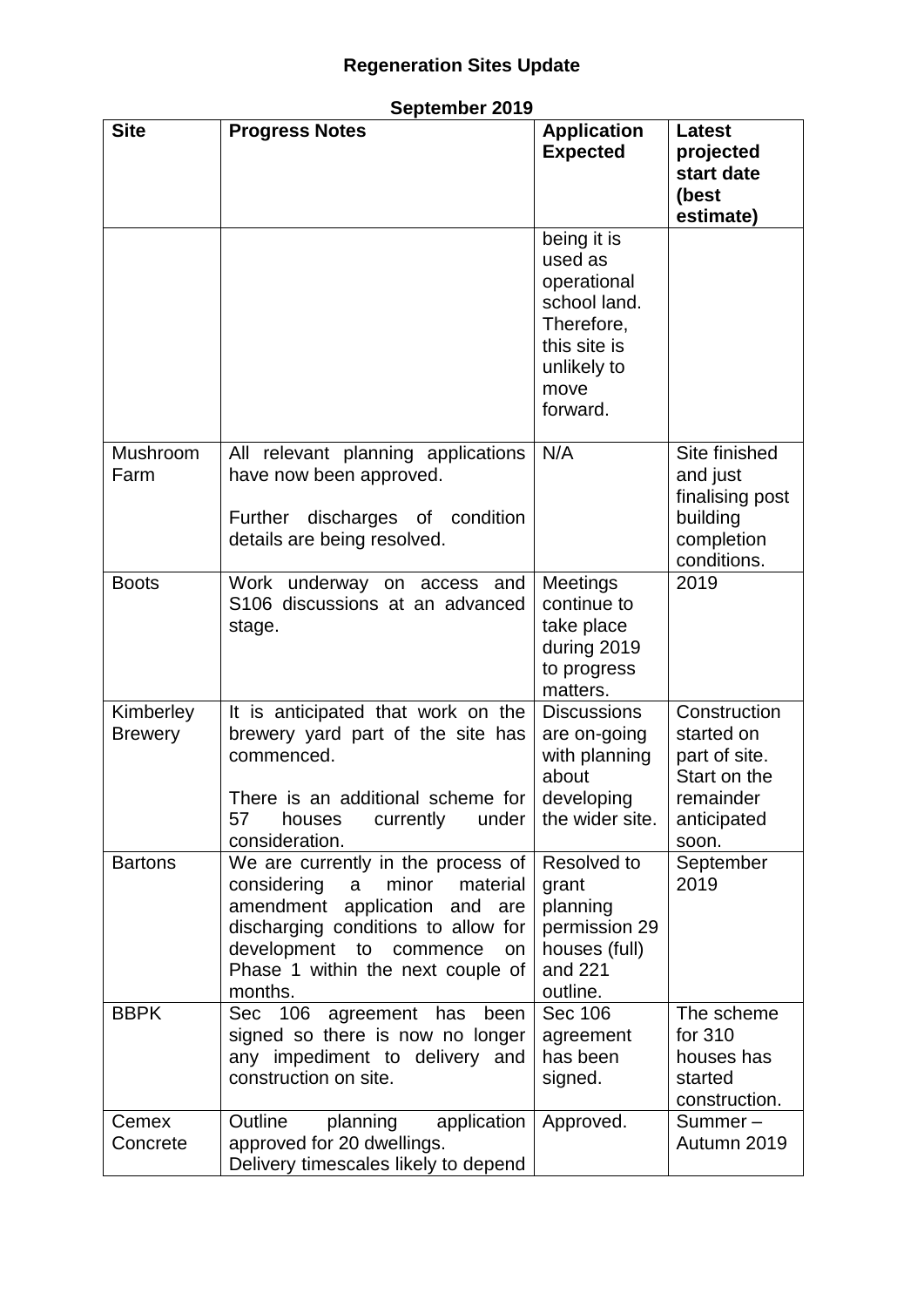**Regeneration Sites Update**

**September 2019**

| Site | Progress Notes | Application Expected | Latest projected start date (best estimate) |
|---|---|---|---|
| | | being it is used as operational school land. Therefore, this site is unlikely to move forward. | |
| Mushroom Farm | All relevant planning applications have now been approved.<br><br>Further discharges of condition details are being resolved. | N/A | Site finished and just finalising post building completion conditions. |
| Boots | Work underway on access and S106 discussions at an advanced stage. | Meetings continue to take place during 2019 to progress matters. | 2019 |
| Kimberley Brewery | It is anticipated that work on the brewery yard part of the site has commenced.<br><br>There is an additional scheme for 57 houses currently under consideration. | Discussions are on-going with planning about developing the wider site. | Construction started on part of site. Start on the remainder anticipated soon. |
| Bartons | We are currently in the process of considering a minor material amendment application and are discharging conditions to allow for development to commence on Phase 1 within the next couple of months. | Resolved to grant planning permission 29 houses (full) and 221 outline. | September 2019 |
| BBPK | Sec 106 agreement has been signed so there is now no longer any impediment to delivery and construction on site. | Sec 106 agreement has been signed. | The scheme for 310 houses has started construction. |
| Cemex Concrete | Outline planning application approved for 20 dwellings.<br>Delivery timescales likely to depend | Approved. | Summer – Autumn 2019 |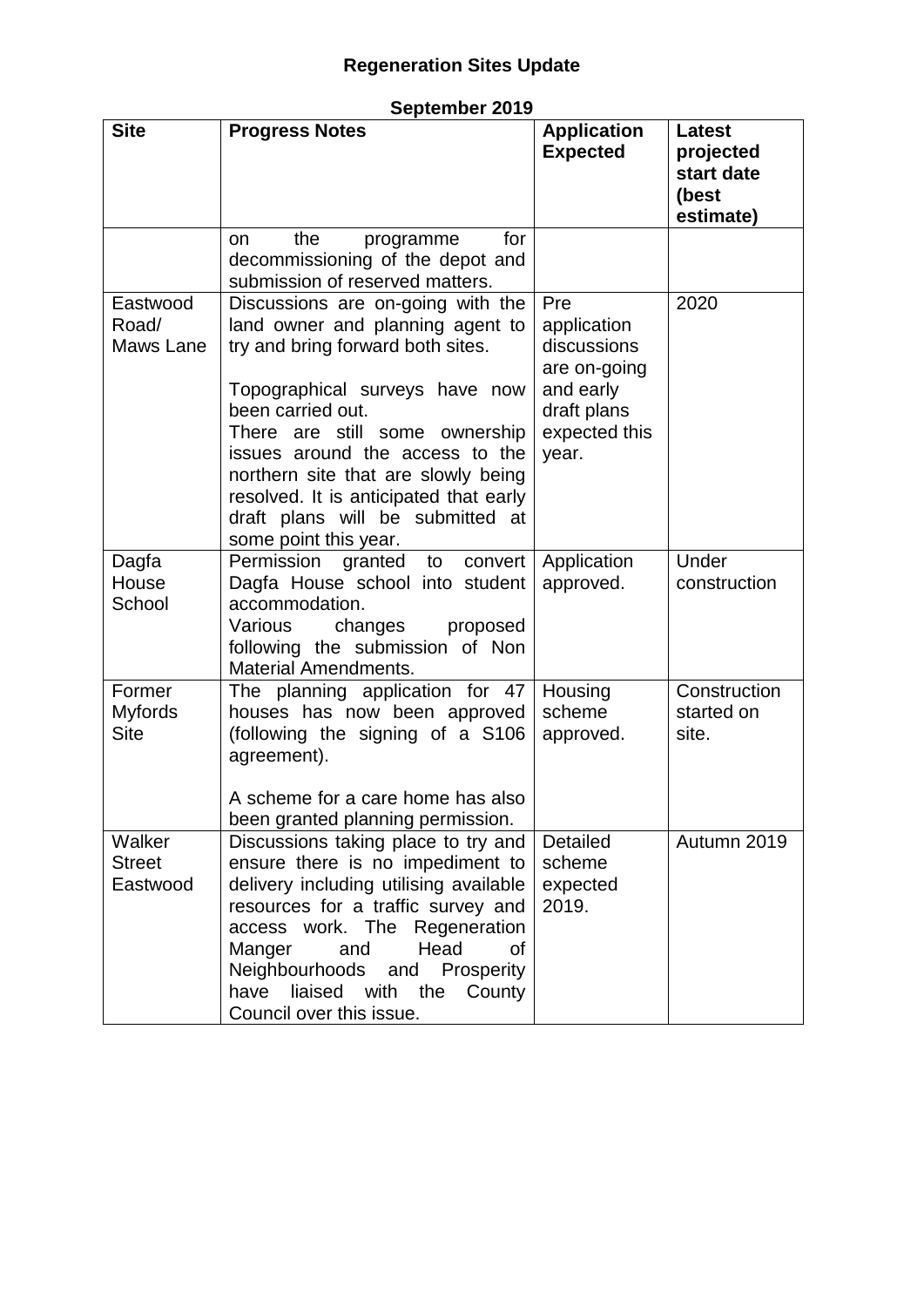## Regeneration Sites Update

### September 2019

| Site | Progress Notes | Application Expected | Latest projected start date (best estimate) |
|---|---|---|---|
| | on the programme for decommissioning of the depot and submission of reserved matters. | | |
| Eastwood Road/ Maws Lane | Discussions are on-going with the land owner and planning agent to try and bring forward both sites.<br><br>Topographical surveys have now been carried out.<br>There are still some ownership issues around the access to the northern site that are slowly being resolved. It is anticipated that early draft plans will be submitted at some point this year. | Pre application discussions are on-going and early draft plans expected this year. | 2020 |
| Dagfa House School | Permission granted to convert Dagfa House school into student accommodation.<br>Various changes proposed following the submission of Non Material Amendments. | Application approved. | Under construction |
| Former Myfords Site | The planning application for 47 houses has now been approved (following the signing of a S106 agreement).<br><br>A scheme for a care home has also been granted planning permission. | Housing scheme approved. | Construction started on site. |
| Walker Street Eastwood | Discussions taking place to try and ensure there is no impediment to delivery including utilising available resources for a traffic survey and access work. The Regeneration Manger and Head of Neighbourhoods and Prosperity have liaised with the County Council over this issue. | Detailed scheme expected 2019. | Autumn 2019 |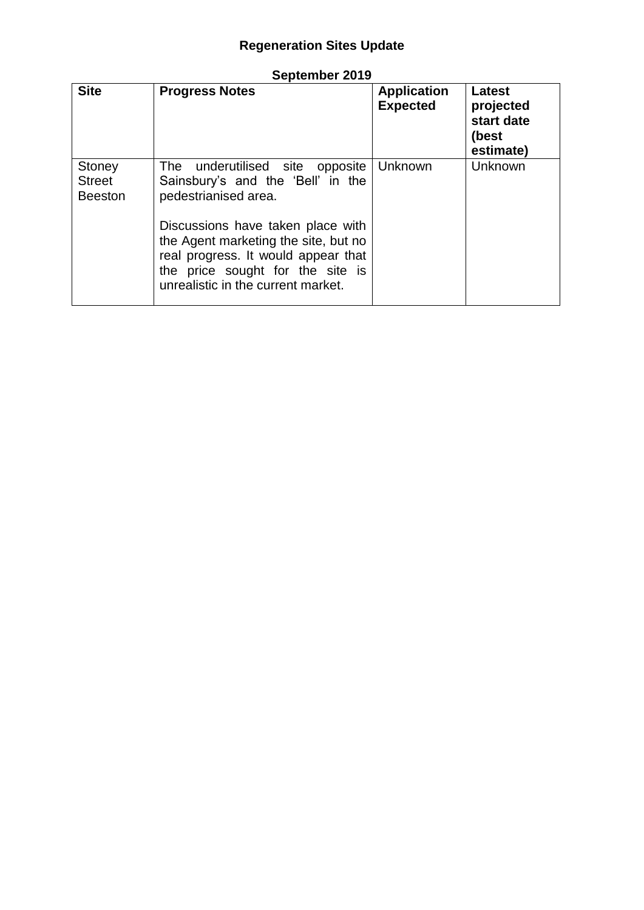# Regeneration Sites Update

## September 2019

| Site | Progress Notes | Application Expected | Latest projected start date (best estimate) |
|---|---|---|---|
| Stoney Street Beeston | The underutilised site opposite Sainsbury's and the 'Bell' in the pedestrianised area.<br><br>Discussions have taken place with the Agent marketing the site, but no real progress. It would appear that the price sought for the site is unrealistic in the current market. | Unknown | Unknown |